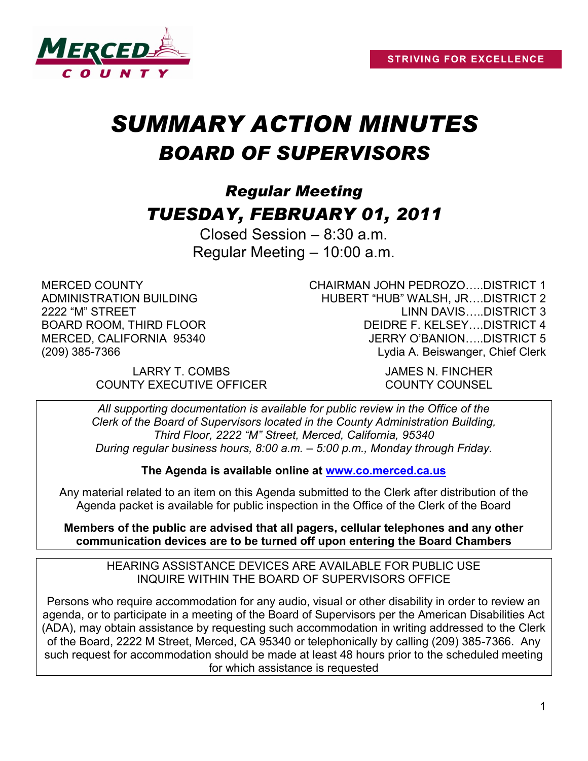STRIVING FOR EXCELLENCE

# *SUMMARY ACTION MINUTES*
# *BOARD OF SUPERVISORS*

## *Regular Meeting*
## *TUESDAY, FEBRUARY 01, 2011*

Closed Session – 8:30 a.m.
Regular Meeting – 10:00 a.m.

MERCED COUNTY
ADMINISTRATION BUILDING
2222 "M" STREET
BOARD ROOM, THIRD FLOOR
MERCED, CALIFORNIA 95340
(209) 385-7366

CHAIRMAN JOHN PEDROZO…..DISTRICT 1
HUBERT "HUB" WALSH, JR….DISTRICT 2
LINN DAVIS…..DISTRICT 3
DEIDRE F. KELSEY….DISTRICT 4
JERRY O'BANION…..DISTRICT 5
Lydia A. Beiswanger, Chief Clerk

LARRY T. COMBS
COUNTY EXECUTIVE OFFICER

JAMES N. FINCHER
COUNTY COUNSEL

*All supporting documentation is available for public review in the Office of the Clerk of the Board of Supervisors located in the County Administration Building, Third Floor, 2222 "M" Street, Merced, California, 95340 During regular business hours, 8:00 a.m. – 5:00 p.m., Monday through Friday.*

**The Agenda is available online at www.co.merced.ca.us**

Any material related to an item on this Agenda submitted to the Clerk after distribution of the Agenda packet is available for public inspection in the Office of the Clerk of the Board

**Members of the public are advised that all pagers, cellular telephones and any other communication devices are to be turned off upon entering the Board Chambers**

HEARING ASSISTANCE DEVICES ARE AVAILABLE FOR PUBLIC USE
INQUIRE WITHIN THE BOARD OF SUPERVISORS OFFICE

Persons who require accommodation for any audio, visual or other disability in order to review an agenda, or to participate in a meeting of the Board of Supervisors per the American Disabilities Act (ADA), may obtain assistance by requesting such accommodation in writing addressed to the Clerk of the Board, 2222 M Street, Merced, CA 95340 or telephonically by calling (209) 385-7366. Any such request for accommodation should be made at least 48 hours prior to the scheduled meeting for which assistance is requested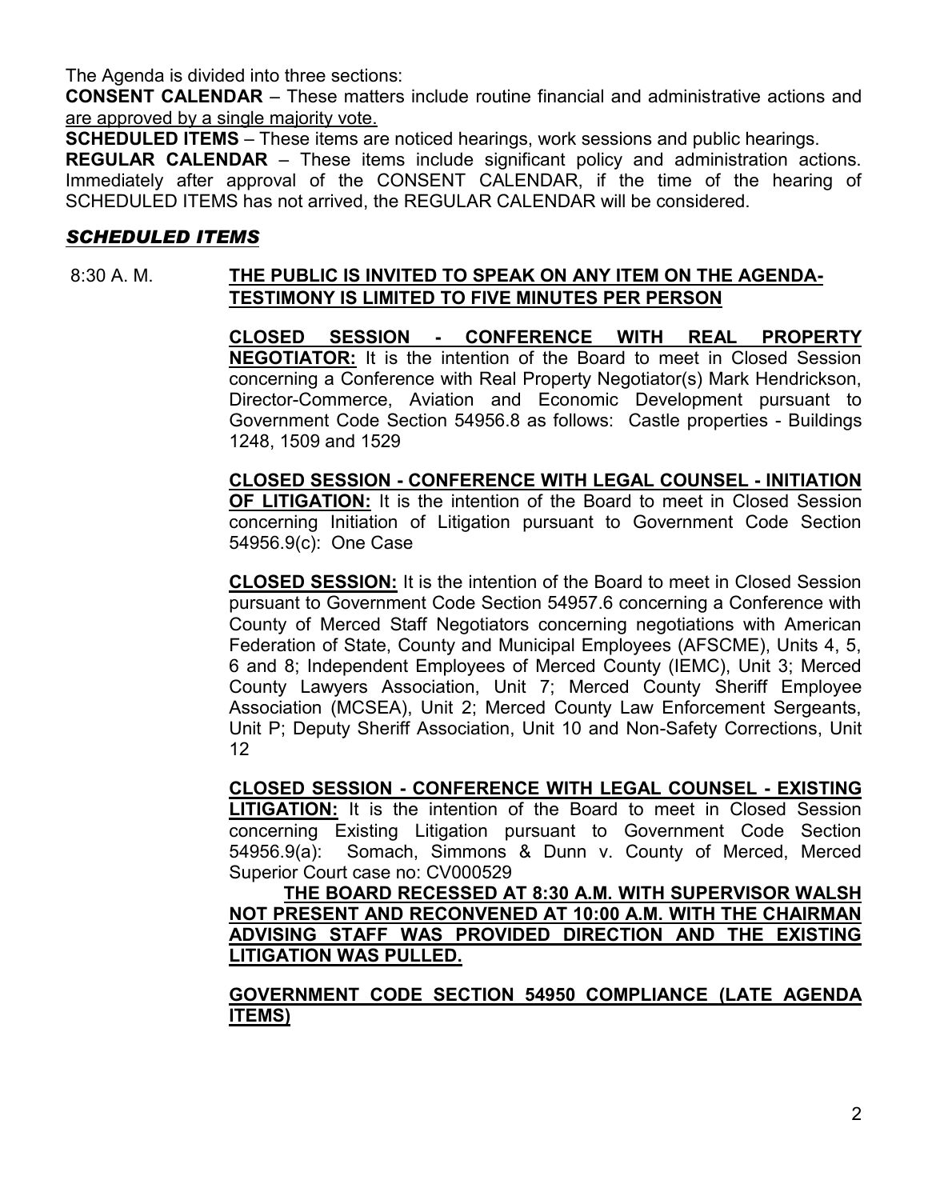The Agenda is divided into three sections:

**CONSENT CALENDAR** – These matters include routine financial and administrative actions and are approved by a single majority vote.

**SCHEDULED ITEMS** – These items are noticed hearings, work sessions and public hearings.

**REGULAR CALENDAR** – These items include significant policy and administration actions. Immediately after approval of the CONSENT CALENDAR, if the time of the hearing of SCHEDULED ITEMS has not arrived, the REGULAR CALENDAR will be considered.

## ***SCHEDULED ITEMS***

8:30 A. M. **THE PUBLIC IS INVITED TO SPEAK ON ANY ITEM ON THE AGENDA-TESTIMONY IS LIMITED TO FIVE MINUTES PER PERSON**

**CLOSED SESSION - CONFERENCE WITH REAL PROPERTY NEGOTIATOR:** It is the intention of the Board to meet in Closed Session concerning a Conference with Real Property Negotiator(s) Mark Hendrickson, Director-Commerce, Aviation and Economic Development pursuant to Government Code Section 54956.8 as follows: Castle properties - Buildings 1248, 1509 and 1529

**CLOSED SESSION - CONFERENCE WITH LEGAL COUNSEL - INITIATION OF LITIGATION:** It is the intention of the Board to meet in Closed Session concerning Initiation of Litigation pursuant to Government Code Section 54956.9(c): One Case

**CLOSED SESSION:** It is the intention of the Board to meet in Closed Session pursuant to Government Code Section 54957.6 concerning a Conference with County of Merced Staff Negotiators concerning negotiations with American Federation of State, County and Municipal Employees (AFSCME), Units 4, 5, 6 and 8; Independent Employees of Merced County (IEMC), Unit 3; Merced County Lawyers Association, Unit 7; Merced County Sheriff Employee Association (MCSEA), Unit 2; Merced County Law Enforcement Sergeants, Unit P; Deputy Sheriff Association, Unit 10 and Non-Safety Corrections, Unit 12

**CLOSED SESSION - CONFERENCE WITH LEGAL COUNSEL - EXISTING LITIGATION:** It is the intention of the Board to meet in Closed Session concerning Existing Litigation pursuant to Government Code Section 54956.9(a): Somach, Simmons & Dunn v. County of Merced, Merced Superior Court case no: CV000529

**THE BOARD RECESSED AT 8:30 A.M. WITH SUPERVISOR WALSH NOT PRESENT AND RECONVENED AT 10:00 A.M. WITH THE CHAIRMAN ADVISING STAFF WAS PROVIDED DIRECTION AND THE EXISTING LITIGATION WAS PULLED.**

**GOVERNMENT CODE SECTION 54950 COMPLIANCE (LATE AGENDA ITEMS)**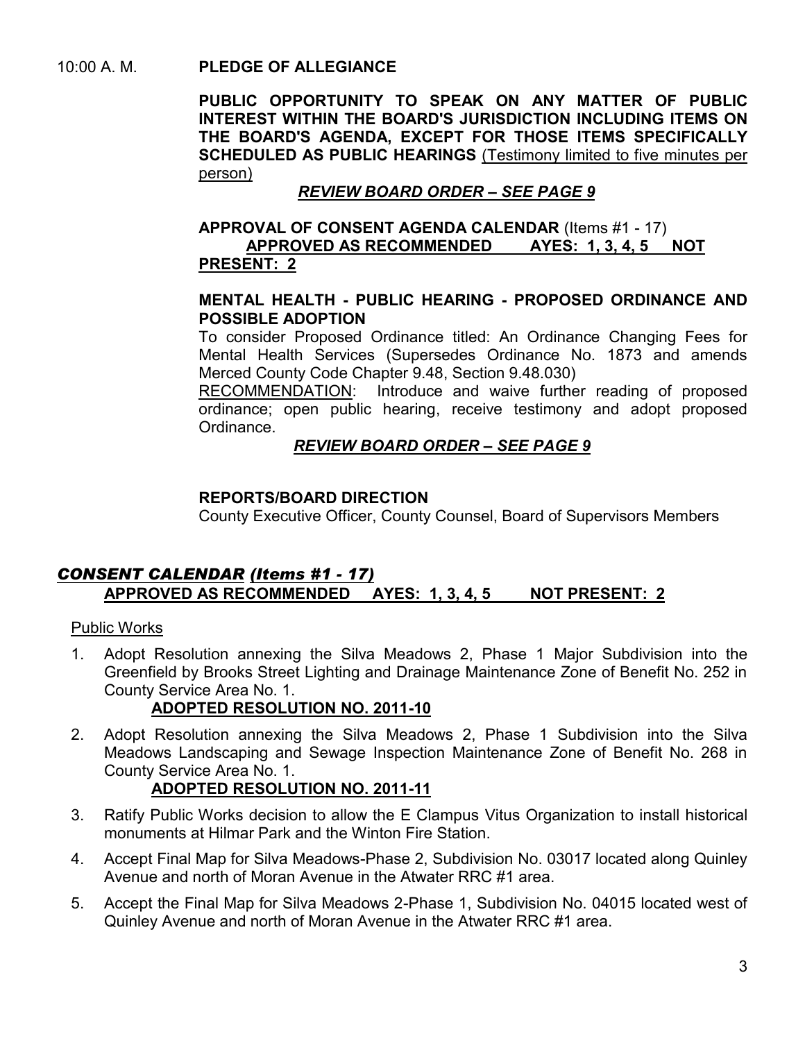10:00 A. M. **PLEDGE OF ALLEGIANCE**

**PUBLIC OPPORTUNITY TO SPEAK ON ANY MATTER OF PUBLIC INTEREST WITHIN THE BOARD'S JURISDICTION INCLUDING ITEMS ON THE BOARD'S AGENDA, EXCEPT FOR THOSE ITEMS SPECIFICALLY SCHEDULED AS PUBLIC HEARINGS** (Testimony limited to five minutes per person)

***REVIEW BOARD ORDER – SEE PAGE 9***

**APPROVAL OF CONSENT AGENDA CALENDAR** (Items #1 - 17)
**APPROVED AS RECOMMENDED AYES: 1, 3, 4, 5 NOT PRESENT: 2**

**MENTAL HEALTH - PUBLIC HEARING - PROPOSED ORDINANCE AND POSSIBLE ADOPTION**

To consider Proposed Ordinance titled: An Ordinance Changing Fees for Mental Health Services (Supersedes Ordinance No. 1873 and amends Merced County Code Chapter 9.48, Section 9.48.030)

RECOMMENDATION: Introduce and waive further reading of proposed ordinance; open public hearing, receive testimony and adopt proposed Ordinance.

***REVIEW BOARD ORDER – SEE PAGE 9***

**REPORTS/BOARD DIRECTION**

County Executive Officer, County Counsel, Board of Supervisors Members

## *CONSENT CALENDAR (Items #1 - 17)*

**APPROVED AS RECOMMENDED AYES: 1, 3, 4, 5 NOT PRESENT: 2**

Public Works

1. Adopt Resolution annexing the Silva Meadows 2, Phase 1 Major Subdivision into the Greenfield by Brooks Street Lighting and Drainage Maintenance Zone of Benefit No. 252 in County Service Area No. 1.
   **ADOPTED RESOLUTION NO. 2011-10**
2. Adopt Resolution annexing the Silva Meadows 2, Phase 1 Subdivision into the Silva Meadows Landscaping and Sewage Inspection Maintenance Zone of Benefit No. 268 in County Service Area No. 1.
   **ADOPTED RESOLUTION NO. 2011-11**
3. Ratify Public Works decision to allow the E Clampus Vitus Organization to install historical monuments at Hilmar Park and the Winton Fire Station.
4. Accept Final Map for Silva Meadows-Phase 2, Subdivision No. 03017 located along Quinley Avenue and north of Moran Avenue in the Atwater RRC #1 area.
5. Accept the Final Map for Silva Meadows 2-Phase 1, Subdivision No. 04015 located west of Quinley Avenue and north of Moran Avenue in the Atwater RRC #1 area.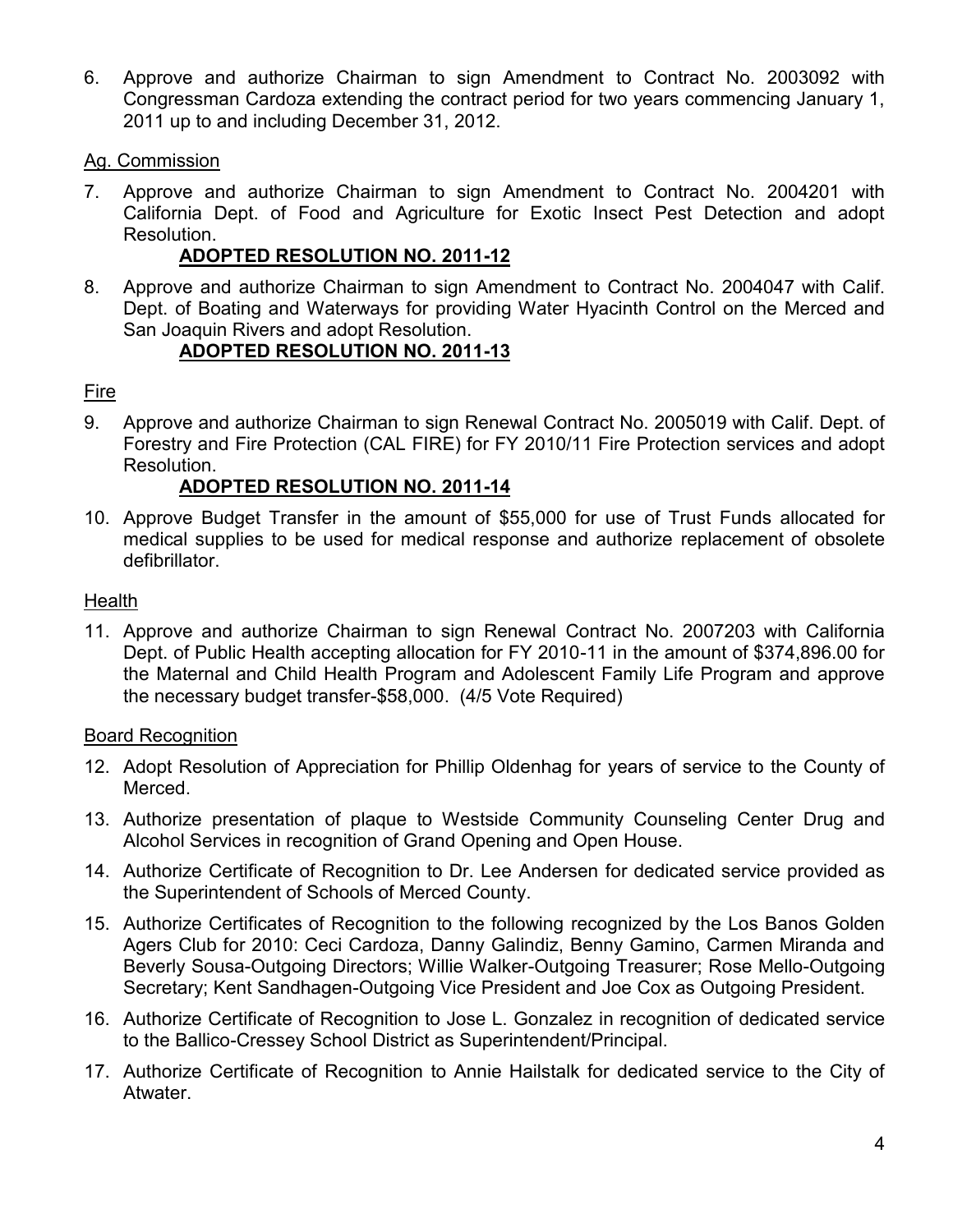6. Approve and authorize Chairman to sign Amendment to Contract No. 2003092 with Congressman Cardoza extending the contract period for two years commencing January 1, 2011 up to and including December 31, 2012.

Ag. Commission

7. Approve and authorize Chairman to sign Amendment to Contract No. 2004201 with California Dept. of Food and Agriculture for Exotic Insect Pest Detection and adopt Resolution.

   **ADOPTED RESOLUTION NO. 2011-12**

8. Approve and authorize Chairman to sign Amendment to Contract No. 2004047 with Calif. Dept. of Boating and Waterways for providing Water Hyacinth Control on the Merced and San Joaquin Rivers and adopt Resolution.

   **ADOPTED RESOLUTION NO. 2011-13**

Fire

9. Approve and authorize Chairman to sign Renewal Contract No. 2005019 with Calif. Dept. of Forestry and Fire Protection (CAL FIRE) for FY 2010/11 Fire Protection services and adopt Resolution.

   **ADOPTED RESOLUTION NO. 2011-14**

10. Approve Budget Transfer in the amount of $55,000 for use of Trust Funds allocated for medical supplies to be used for medical response and authorize replacement of obsolete defibrillator.

Health

11. Approve and authorize Chairman to sign Renewal Contract No. 2007203 with California Dept. of Public Health accepting allocation for FY 2010-11 in the amount of $374,896.00 for the Maternal and Child Health Program and Adolescent Family Life Program and approve the necessary budget transfer-$58,000. (4/5 Vote Required)

Board Recognition

12. Adopt Resolution of Appreciation for Phillip Oldenhag for years of service to the County of Merced.

13. Authorize presentation of plaque to Westside Community Counseling Center Drug and Alcohol Services in recognition of Grand Opening and Open House.

14. Authorize Certificate of Recognition to Dr. Lee Andersen for dedicated service provided as the Superintendent of Schools of Merced County.

15. Authorize Certificates of Recognition to the following recognized by the Los Banos Golden Agers Club for 2010: Ceci Cardoza, Danny Galindiz, Benny Gamino, Carmen Miranda and Beverly Sousa-Outgoing Directors; Willie Walker-Outgoing Treasurer; Rose Mello-Outgoing Secretary; Kent Sandhagen-Outgoing Vice President and Joe Cox as Outgoing President.

16. Authorize Certificate of Recognition to Jose L. Gonzalez in recognition of dedicated service to the Ballico-Cressey School District as Superintendent/Principal.

17. Authorize Certificate of Recognition to Annie Hailstalk for dedicated service to the City of Atwater.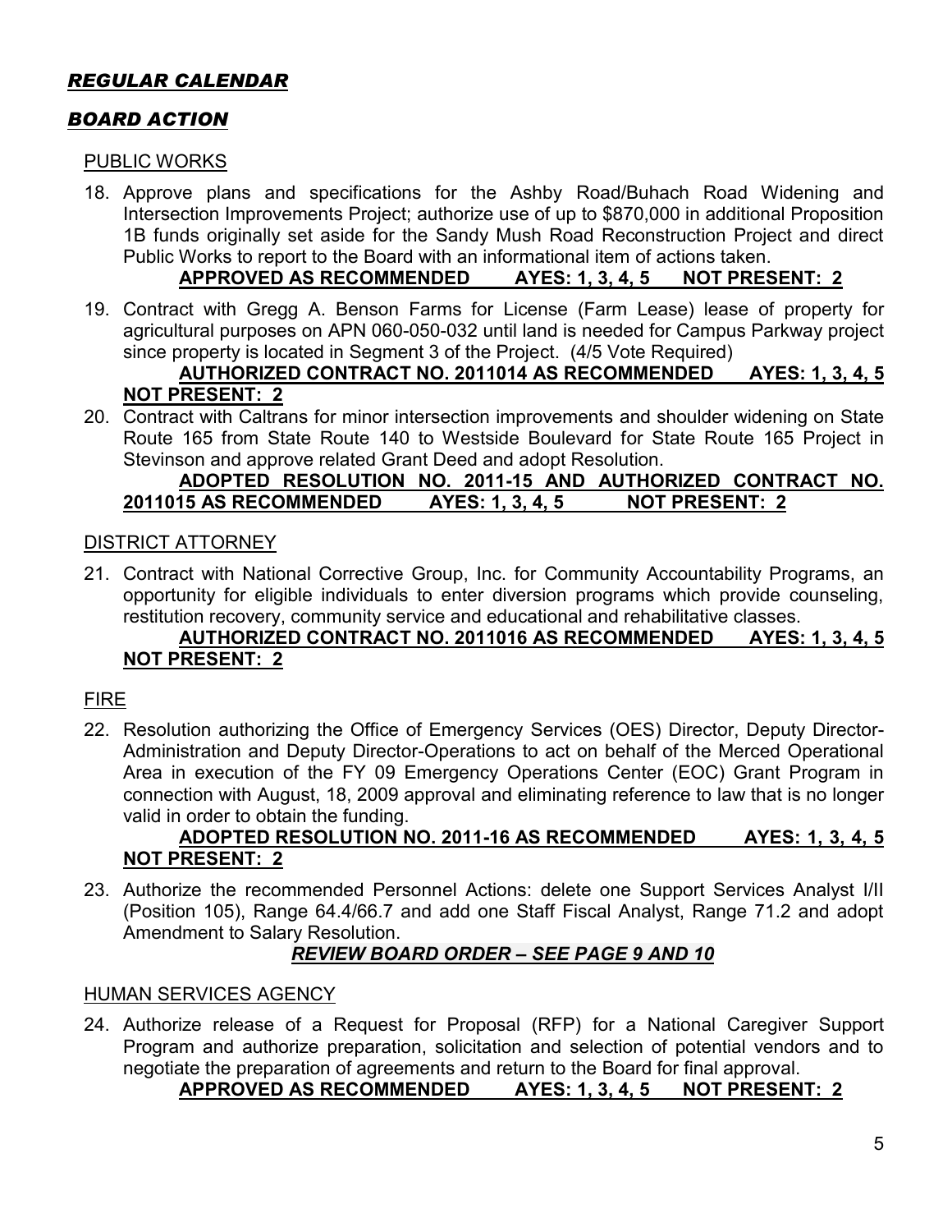## ***REGULAR CALENDAR***

## ***BOARD ACTION***

PUBLIC WORKS

18. Approve plans and specifications for the Ashby Road/Buhach Road Widening and Intersection Improvements Project; authorize use of up to $870,000 in additional Proposition 1B funds originally set aside for the Sandy Mush Road Reconstruction Project and direct Public Works to report to the Board with an informational item of actions taken.

    **APPROVED AS RECOMMENDED AYES: 1, 3, 4, 5 NOT PRESENT: 2**

19. Contract with Gregg A. Benson Farms for License (Farm Lease) lease of property for agricultural purposes on APN 060-050-032 until land is needed for Campus Parkway project since property is located in Segment 3 of the Project. (4/5 Vote Required)

    **AUTHORIZED CONTRACT NO. 2011014 AS RECOMMENDED AYES: 1, 3, 4, 5 NOT PRESENT: 2**

20. Contract with Caltrans for minor intersection improvements and shoulder widening on State Route 165 from State Route 140 to Westside Boulevard for State Route 165 Project in Stevinson and approve related Grant Deed and adopt Resolution.

    **ADOPTED RESOLUTION NO. 2011-15 AND AUTHORIZED CONTRACT NO. 2011015 AS RECOMMENDED AYES: 1, 3, 4, 5 NOT PRESENT: 2**

DISTRICT ATTORNEY

21. Contract with National Corrective Group, Inc. for Community Accountability Programs, an opportunity for eligible individuals to enter diversion programs which provide counseling, restitution recovery, community service and educational and rehabilitative classes.

    **AUTHORIZED CONTRACT NO. 2011016 AS RECOMMENDED AYES: 1, 3, 4, 5 NOT PRESENT: 2**

FIRE

22. Resolution authorizing the Office of Emergency Services (OES) Director, Deputy Director-Administration and Deputy Director-Operations to act on behalf of the Merced Operational Area in execution of the FY 09 Emergency Operations Center (EOC) Grant Program in connection with August, 18, 2009 approval and eliminating reference to law that is no longer valid in order to obtain the funding.

    **ADOPTED RESOLUTION NO. 2011-16 AS RECOMMENDED AYES: 1, 3, 4, 5 NOT PRESENT: 2**

23. Authorize the recommended Personnel Actions: delete one Support Services Analyst I/II (Position 105), Range 64.4/66.7 and add one Staff Fiscal Analyst, Range 71.2 and adopt Amendment to Salary Resolution.

    ***REVIEW BOARD ORDER – SEE PAGE 9 AND 10***

HUMAN SERVICES AGENCY

24. Authorize release of a Request for Proposal (RFP) for a National Caregiver Support Program and authorize preparation, solicitation and selection of potential vendors and to negotiate the preparation of agreements and return to the Board for final approval.

    **APPROVED AS RECOMMENDED AYES: 1, 3, 4, 5 NOT PRESENT: 2**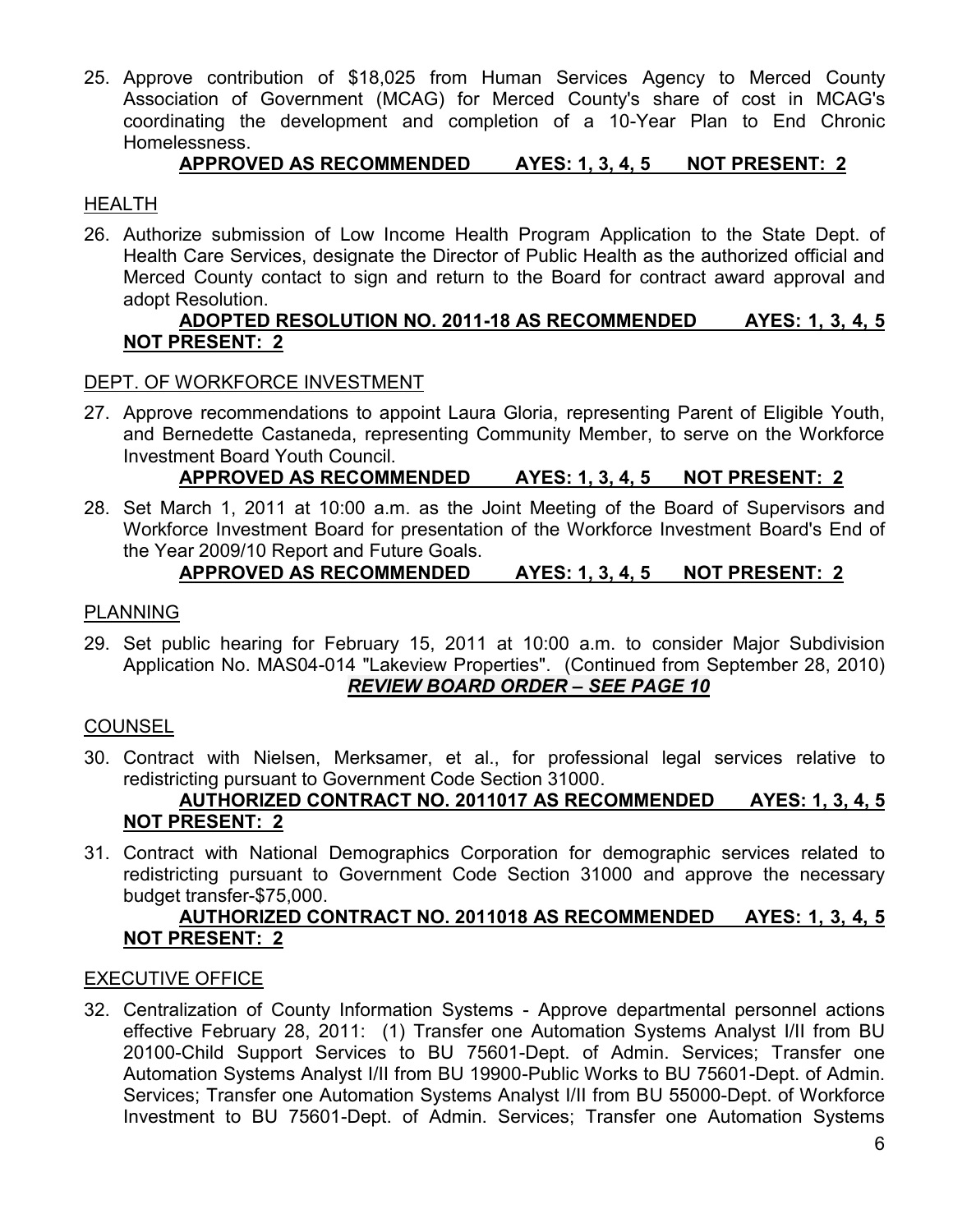25. Approve contribution of $18,025 from Human Services Agency to Merced County Association of Government (MCAG) for Merced County's share of cost in MCAG's coordinating the development and completion of a 10-Year Plan to End Chronic Homelessness.

    **APPROVED AS RECOMMENDED AYES: 1, 3, 4, 5 NOT PRESENT: 2**

HEALTH

26. Authorize submission of Low Income Health Program Application to the State Dept. of Health Care Services, designate the Director of Public Health as the authorized official and Merced County contact to sign and return to the Board for contract award approval and adopt Resolution.

    **ADOPTED RESOLUTION NO. 2011-18 AS RECOMMENDED AYES: 1, 3, 4, 5 NOT PRESENT: 2**

DEPT. OF WORKFORCE INVESTMENT

27. Approve recommendations to appoint Laura Gloria, representing Parent of Eligible Youth, and Bernedette Castaneda, representing Community Member, to serve on the Workforce Investment Board Youth Council.

    **APPROVED AS RECOMMENDED AYES: 1, 3, 4, 5 NOT PRESENT: 2**

28. Set March 1, 2011 at 10:00 a.m. as the Joint Meeting of the Board of Supervisors and Workforce Investment Board for presentation of the Workforce Investment Board's End of the Year 2009/10 Report and Future Goals.

    **APPROVED AS RECOMMENDED AYES: 1, 3, 4, 5 NOT PRESENT: 2**

PLANNING

29. Set public hearing for February 15, 2011 at 10:00 a.m. to consider Major Subdivision Application No. MAS04-014 "Lakeview Properties". (Continued from September 28, 2010)

    ***REVIEW BOARD ORDER – SEE PAGE 10***

COUNSEL

30. Contract with Nielsen, Merksamer, et al., for professional legal services relative to redistricting pursuant to Government Code Section 31000.

    **AUTHORIZED CONTRACT NO. 2011017 AS RECOMMENDED AYES: 1, 3, 4, 5 NOT PRESENT: 2**

31. Contract with National Demographics Corporation for demographic services related to redistricting pursuant to Government Code Section 31000 and approve the necessary budget transfer-$75,000.

    **AUTHORIZED CONTRACT NO. 2011018 AS RECOMMENDED AYES: 1, 3, 4, 5 NOT PRESENT: 2**

EXECUTIVE OFFICE

32. Centralization of County Information Systems - Approve departmental personnel actions effective February 28, 2011: (1) Transfer one Automation Systems Analyst I/II from BU 20100-Child Support Services to BU 75601-Dept. of Admin. Services; Transfer one Automation Systems Analyst I/II from BU 19900-Public Works to BU 75601-Dept. of Admin. Services; Transfer one Automation Systems Analyst I/II from BU 55000-Dept. of Workforce Investment to BU 75601-Dept. of Admin. Services; Transfer one Automation Systems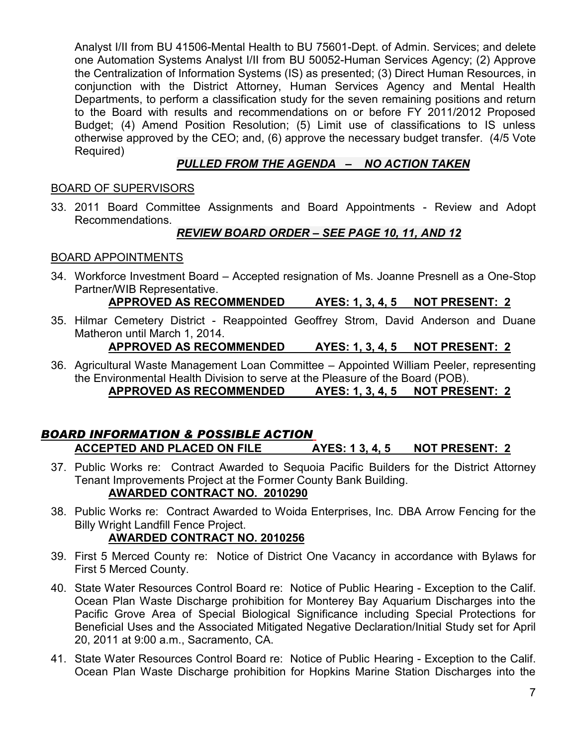Analyst I/II from BU 41506-Mental Health to BU 75601-Dept. of Admin. Services; and delete one Automation Systems Analyst I/II from BU 50052-Human Services Agency; (2) Approve the Centralization of Information Systems (IS) as presented; (3) Direct Human Resources, in conjunction with the District Attorney, Human Services Agency and Mental Health Departments, to perform a classification study for the seven remaining positions and return to the Board with results and recommendations on or before FY 2011/2012 Proposed Budget; (4) Amend Position Resolution; (5) Limit use of classifications to IS unless otherwise approved by the CEO; and, (6) approve the necessary budget transfer. (4/5 Vote Required)

***PULLED FROM THE AGENDA – NO ACTION TAKEN***

BOARD OF SUPERVISORS

33. 2011 Board Committee Assignments and Board Appointments - Review and Adopt Recommendations.

***REVIEW BOARD ORDER – SEE PAGE 10, 11, AND 12***

BOARD APPOINTMENTS

34. Workforce Investment Board – Accepted resignation of Ms. Joanne Presnell as a One-Stop Partner/WIB Representative.

**APPROVED AS RECOMMENDED AYES: 1, 3, 4, 5 NOT PRESENT: 2**

35. Hilmar Cemetery District - Reappointed Geoffrey Strom, David Anderson and Duane Matheron until March 1, 2014.

**APPROVED AS RECOMMENDED AYES: 1, 3, 4, 5 NOT PRESENT: 2**

36. Agricultural Waste Management Loan Committee – Appointed William Peeler, representing the Environmental Health Division to serve at the Pleasure of the Board (POB).

**APPROVED AS RECOMMENDED AYES: 1, 3, 4, 5 NOT PRESENT: 2**

## *BOARD INFORMATION & POSSIBLE ACTION*

**ACCEPTED AND PLACED ON FILE AYES: 1 3, 4, 5 NOT PRESENT: 2**

37. Public Works re: Contract Awarded to Sequoia Pacific Builders for the District Attorney Tenant Improvements Project at the Former County Bank Building.

**AWARDED CONTRACT NO. 2010290**

38. Public Works re: Contract Awarded to Woida Enterprises, Inc. DBA Arrow Fencing for the Billy Wright Landfill Fence Project.

**AWARDED CONTRACT NO. 2010256**

39. First 5 Merced County re: Notice of District One Vacancy in accordance with Bylaws for First 5 Merced County.

40. State Water Resources Control Board re: Notice of Public Hearing - Exception to the Calif. Ocean Plan Waste Discharge prohibition for Monterey Bay Aquarium Discharges into the Pacific Grove Area of Special Biological Significance including Special Protections for Beneficial Uses and the Associated Mitigated Negative Declaration/Initial Study set for April 20, 2011 at 9:00 a.m., Sacramento, CA.

41. State Water Resources Control Board re: Notice of Public Hearing - Exception to the Calif. Ocean Plan Waste Discharge prohibition for Hopkins Marine Station Discharges into the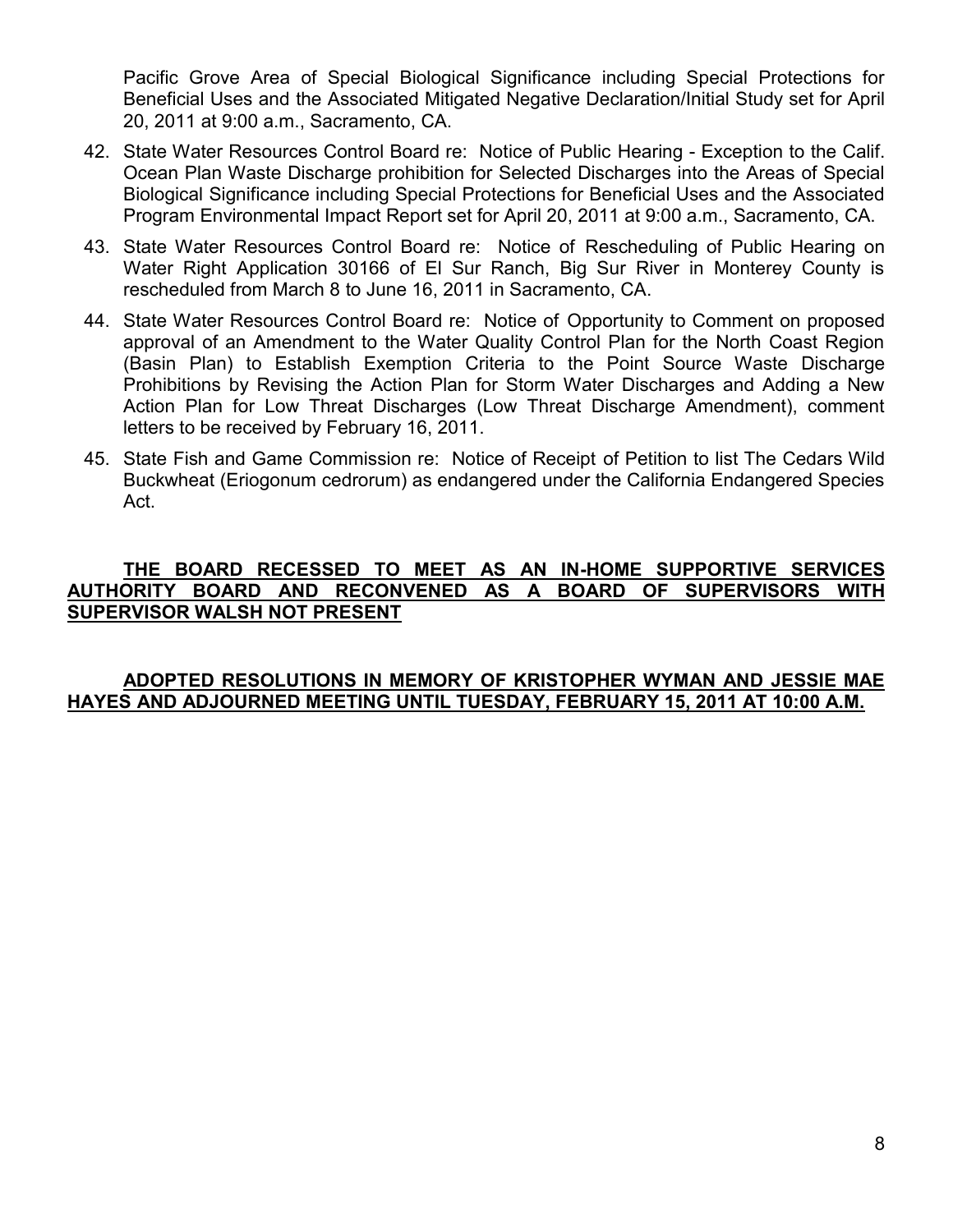Pacific Grove Area of Special Biological Significance including Special Protections for Beneficial Uses and the Associated Mitigated Negative Declaration/Initial Study set for April 20, 2011 at 9:00 a.m., Sacramento, CA.

42. State Water Resources Control Board re: Notice of Public Hearing - Exception to the Calif. Ocean Plan Waste Discharge prohibition for Selected Discharges into the Areas of Special Biological Significance including Special Protections for Beneficial Uses and the Associated Program Environmental Impact Report set for April 20, 2011 at 9:00 a.m., Sacramento, CA.
43. State Water Resources Control Board re: Notice of Rescheduling of Public Hearing on Water Right Application 30166 of El Sur Ranch, Big Sur River in Monterey County is rescheduled from March 8 to June 16, 2011 in Sacramento, CA.
44. State Water Resources Control Board re: Notice of Opportunity to Comment on proposed approval of an Amendment to the Water Quality Control Plan for the North Coast Region (Basin Plan) to Establish Exemption Criteria to the Point Source Waste Discharge Prohibitions by Revising the Action Plan for Storm Water Discharges and Adding a New Action Plan for Low Threat Discharges (Low Threat Discharge Amendment), comment letters to be received by February 16, 2011.
45. State Fish and Game Commission re: Notice of Receipt of Petition to list The Cedars Wild Buckwheat (Eriogonum cedrorum) as endangered under the California Endangered Species Act.

**THE BOARD RECESSED TO MEET AS AN IN-HOME SUPPORTIVE SERVICES AUTHORITY BOARD AND RECONVENED AS A BOARD OF SUPERVISORS WITH SUPERVISOR WALSH NOT PRESENT**

**ADOPTED RESOLUTIONS IN MEMORY OF KRISTOPHER WYMAN AND JESSIE MAE HAYES AND ADJOURNED MEETING UNTIL TUESDAY, FEBRUARY 15, 2011 AT 10:00 A.M.**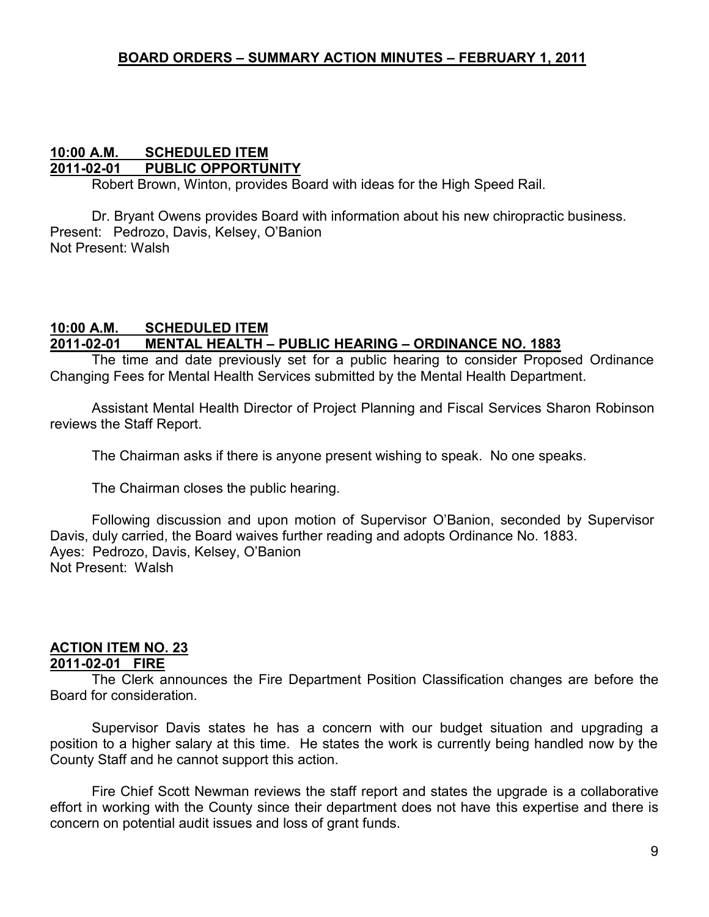## BOARD ORDERS – SUMMARY ACTION MINUTES – FEBRUARY 1, 2011

**10:00 A.M. SCHEDULED ITEM**
**2011-02-01 PUBLIC OPPORTUNITY**

Robert Brown, Winton, provides Board with ideas for the High Speed Rail.

Dr. Bryant Owens provides Board with information about his new chiropractic business.
Present: Pedrozo, Davis, Kelsey, O'Banion
Not Present: Walsh

**10:00 A.M. SCHEDULED ITEM**
**2011-02-01 MENTAL HEALTH – PUBLIC HEARING – ORDINANCE NO. 1883**

The time and date previously set for a public hearing to consider Proposed Ordinance Changing Fees for Mental Health Services submitted by the Mental Health Department.

Assistant Mental Health Director of Project Planning and Fiscal Services Sharon Robinson reviews the Staff Report.

The Chairman asks if there is anyone present wishing to speak. No one speaks.

The Chairman closes the public hearing.

Following discussion and upon motion of Supervisor O'Banion, seconded by Supervisor Davis, duly carried, the Board waives further reading and adopts Ordinance No. 1883.
Ayes: Pedrozo, Davis, Kelsey, O'Banion
Not Present: Walsh

**ACTION ITEM NO. 23**
**2011-02-01 FIRE**

The Clerk announces the Fire Department Position Classification changes are before the Board for consideration.

Supervisor Davis states he has a concern with our budget situation and upgrading a position to a higher salary at this time. He states the work is currently being handled now by the County Staff and he cannot support this action.

Fire Chief Scott Newman reviews the staff report and states the upgrade is a collaborative effort in working with the County since their department does not have this expertise and there is concern on potential audit issues and loss of grant funds.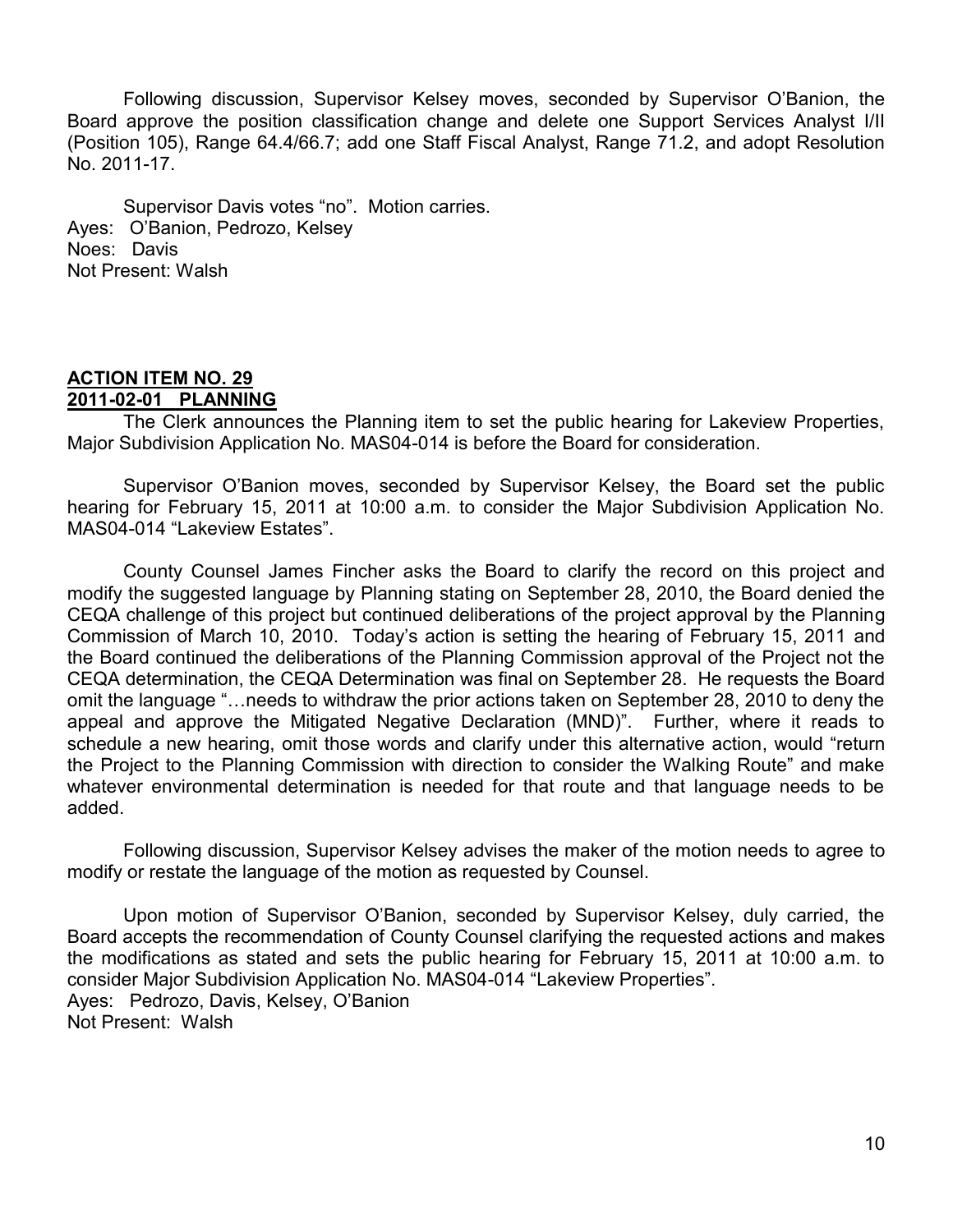Following discussion, Supervisor Kelsey moves, seconded by Supervisor O'Banion, the Board approve the position classification change and delete one Support Services Analyst I/II (Position 105), Range 64.4/66.7; add one Staff Fiscal Analyst, Range 71.2, and adopt Resolution No. 2011-17.

Supervisor Davis votes "no". Motion carries.
Ayes: O'Banion, Pedrozo, Kelsey
Noes: Davis
Not Present: Walsh

**ACTION ITEM NO. 29**
**2011-02-01 PLANNING**

The Clerk announces the Planning item to set the public hearing for Lakeview Properties, Major Subdivision Application No. MAS04-014 is before the Board for consideration.

Supervisor O'Banion moves, seconded by Supervisor Kelsey, the Board set the public hearing for February 15, 2011 at 10:00 a.m. to consider the Major Subdivision Application No. MAS04-014 "Lakeview Estates".

County Counsel James Fincher asks the Board to clarify the record on this project and modify the suggested language by Planning stating on September 28, 2010, the Board denied the CEQA challenge of this project but continued deliberations of the project approval by the Planning Commission of March 10, 2010. Today's action is setting the hearing of February 15, 2011 and the Board continued the deliberations of the Planning Commission approval of the Project not the CEQA determination, the CEQA Determination was final on September 28. He requests the Board omit the language "…needs to withdraw the prior actions taken on September 28, 2010 to deny the appeal and approve the Mitigated Negative Declaration (MND)". Further, where it reads to schedule a new hearing, omit those words and clarify under this alternative action, would "return the Project to the Planning Commission with direction to consider the Walking Route" and make whatever environmental determination is needed for that route and that language needs to be added.

Following discussion, Supervisor Kelsey advises the maker of the motion needs to agree to modify or restate the language of the motion as requested by Counsel.

Upon motion of Supervisor O'Banion, seconded by Supervisor Kelsey, duly carried, the Board accepts the recommendation of County Counsel clarifying the requested actions and makes the modifications as stated and sets the public hearing for February 15, 2011 at 10:00 a.m. to consider Major Subdivision Application No. MAS04-014 "Lakeview Properties".
Ayes: Pedrozo, Davis, Kelsey, O'Banion
Not Present: Walsh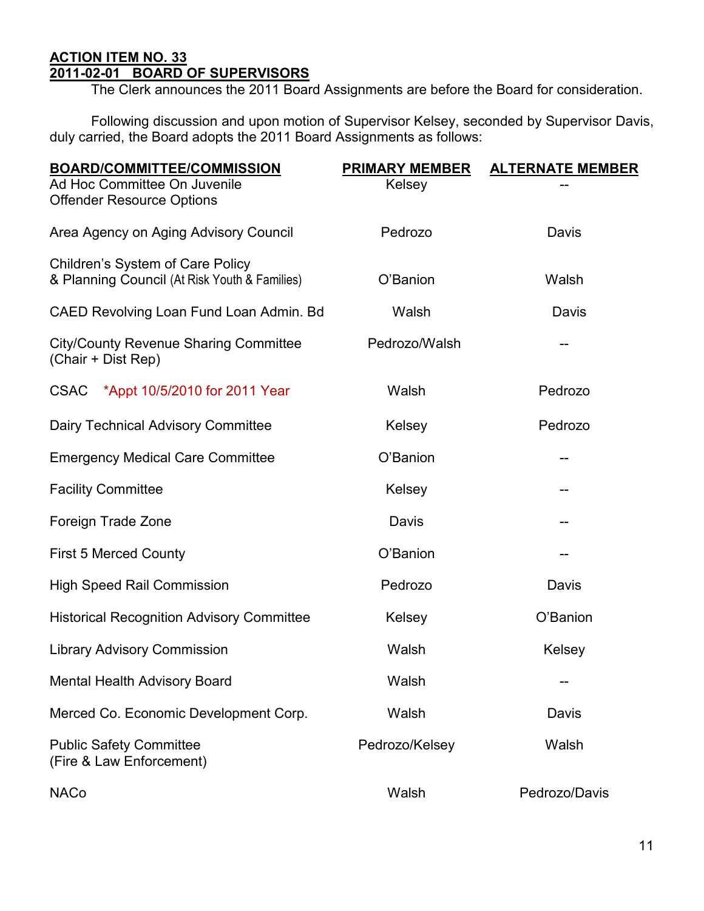**ACTION ITEM NO. 33**
**2011-02-01 BOARD OF SUPERVISORS**

The Clerk announces the 2011 Board Assignments are before the Board for consideration.

Following discussion and upon motion of Supervisor Kelsey, seconded by Supervisor Davis, duly carried, the Board adopts the 2011 Board Assignments as follows:

| BOARD/COMMITTEE/COMMISSION | PRIMARY MEMBER | ALTERNATE MEMBER |
|---|---|---|
| Ad Hoc Committee On Juvenile Offender Resource Options | Kelsey | -- |
| Area Agency on Aging Advisory Council | Pedrozo | Davis |
| Children's System of Care Policy & Planning Council (At Risk Youth & Families) | O'Banion | Walsh |
| CAED Revolving Loan Fund Loan Admin. Bd | Walsh | Davis |
| City/County Revenue Sharing Committee (Chair + Dist Rep) | Pedrozo/Walsh | -- |
| CSAC *Appt 10/5/2010 for 2011 Year | Walsh | Pedrozo |
| Dairy Technical Advisory Committee | Kelsey | Pedrozo |
| Emergency Medical Care Committee | O'Banion | -- |
| Facility Committee | Kelsey | -- |
| Foreign Trade Zone | Davis | -- |
| First 5 Merced County | O'Banion | -- |
| High Speed Rail Commission | Pedrozo | Davis |
| Historical Recognition Advisory Committee | Kelsey | O'Banion |
| Library Advisory Commission | Walsh | Kelsey |
| Mental Health Advisory Board | Walsh | -- |
| Merced Co. Economic Development Corp. | Walsh | Davis |
| Public Safety Committee (Fire & Law Enforcement) | Pedrozo/Kelsey | Walsh |
| NACo | Walsh | Pedrozo/Davis |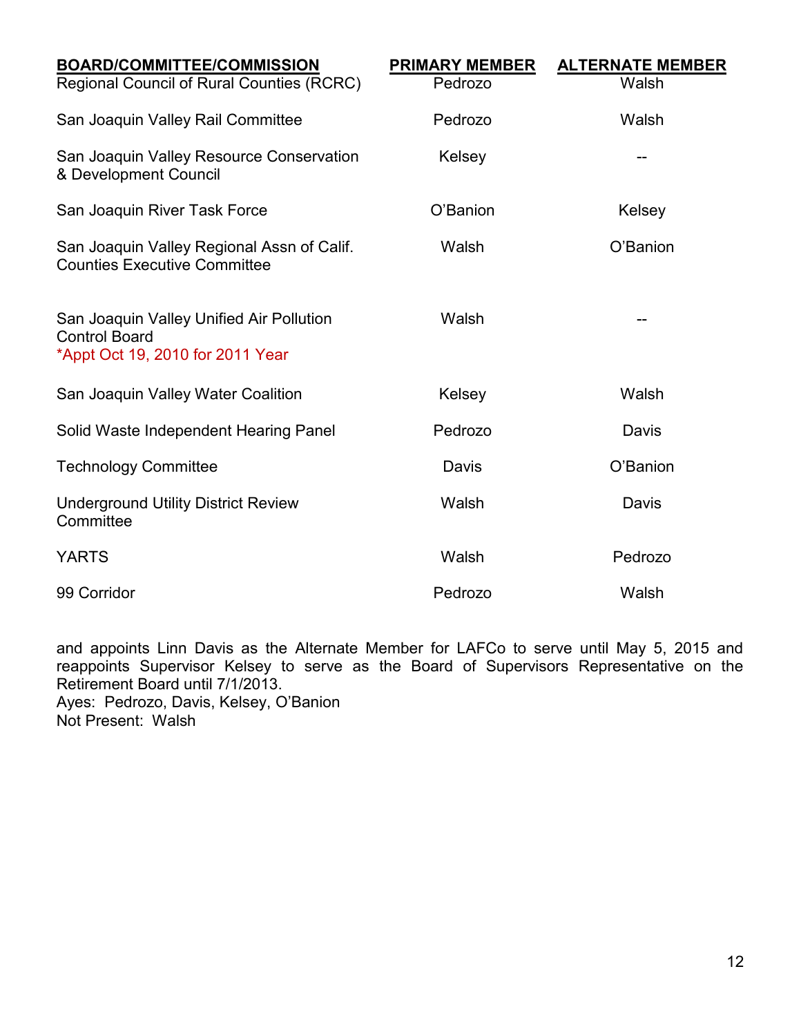| BOARD/COMMITTEE/COMMISSION | PRIMARY MEMBER | ALTERNATE MEMBER |
|---|---|---|
| Regional Council of Rural Counties (RCRC) | Pedrozo | Walsh |
| San Joaquin Valley Rail Committee | Pedrozo | Walsh |
| San Joaquin Valley Resource Conservation & Development Council | Kelsey | -- |
| San Joaquin River Task Force | O'Banion | Kelsey |
| San Joaquin Valley Regional Assn of Calif. Counties Executive Committee | Walsh | O'Banion |
| San Joaquin Valley Unified Air Pollution Control Board *Appt Oct 19, 2010 for 2011 Year | Walsh | -- |
| San Joaquin Valley Water Coalition | Kelsey | Walsh |
| Solid Waste Independent Hearing Panel | Pedrozo | Davis |
| Technology Committee | Davis | O'Banion |
| Underground Utility District Review Committee | Walsh | Davis |
| YARTS | Walsh | Pedrozo |
| 99 Corridor | Pedrozo | Walsh |

and appoints Linn Davis as the Alternate Member for LAFCo to serve until May 5, 2015 and reappoints Supervisor Kelsey to serve as the Board of Supervisors Representative on the Retirement Board until 7/1/2013.
Ayes: Pedrozo, Davis, Kelsey, O'Banion
Not Present: Walsh